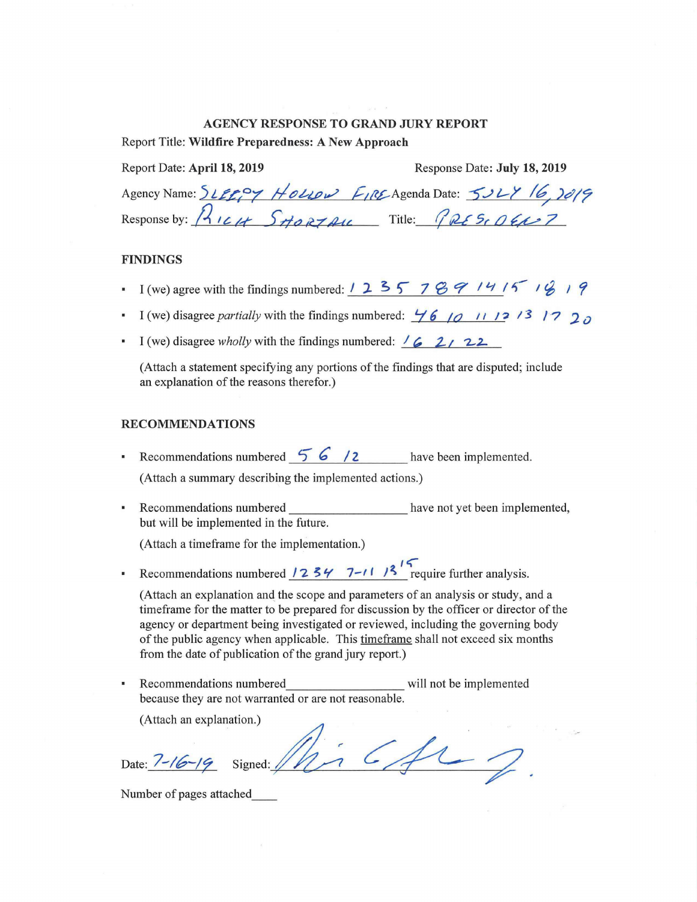**AGENCY RESPONSE TO GRAND JURY REPORT**

Report Title: **Wildfire Preparedness: A New Approach**

Report Date: **April 18, 2019** Response Date: **July 18, 2019**

Agency Name: SLEEPY HOLLOW FIRE Agenda Date: JULY 16, 2019

Response by: RICK SHORTALL Title: PRESIDENT

## FINDINGS

- I (we) agree with the findings numbered: 1 2 3 5 7 8 9 14 15 18 19
- I (we) disagree *partially* with the findings numbered: 4 6 10 11 12 13 17 20
- I (we) disagree *wholly* with the findings numbered: 16 21 22

  (Attach a statement specifying any portions of the findings that are disputed; include an explanation of the reasons therefor.)

## RECOMMENDATIONS

- Recommendations numbered 5 6 12 have been implemented.

  (Attach a summary describing the implemented actions.)

- Recommendations numbered ________ have not yet been implemented, but will be implemented in the future.

  (Attach a timeframe for the implementation.)

- Recommendations numbered 1 2 3 4 7-11 13 15 require further analysis.

  (Attach an explanation and the scope and parameters of an analysis or study, and a timeframe for the matter to be prepared for discussion by the officer or director of the agency or department being investigated or reviewed, including the governing body of the public agency when applicable. This timeframe shall not exceed six months from the date of publication of the grand jury report.)

- Recommendations numbered________ will not be implemented because they are not warranted or are not reasonable.

  (Attach an explanation.)

Date: 7-16-19 Signed: ____________

Number of pages attached____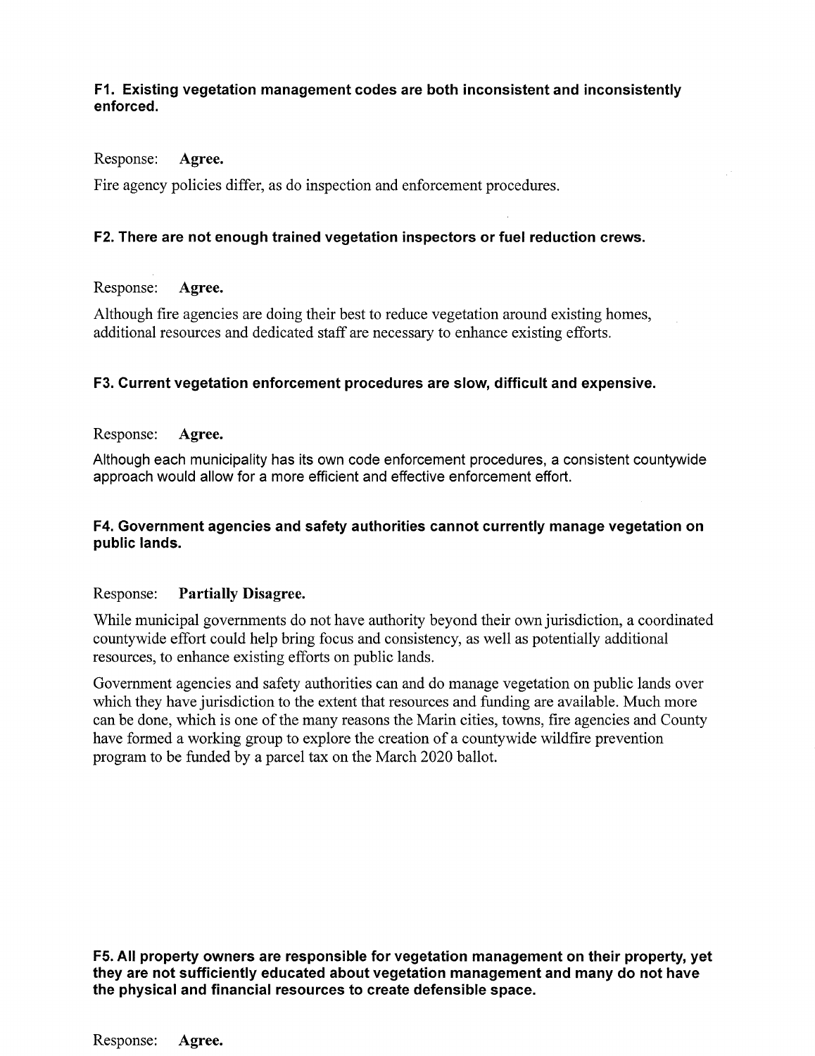**F1. Existing vegetation management codes are both inconsistent and inconsistently enforced.**

Response: **Agree.**

Fire agency policies differ, as do inspection and enforcement procedures.

**F2. There are not enough trained vegetation inspectors or fuel reduction crews.**

Response: **Agree.**

Although fire agencies are doing their best to reduce vegetation around existing homes, additional resources and dedicated staff are necessary to enhance existing efforts.

**F3. Current vegetation enforcement procedures are slow, difficult and expensive.**

Response: **Agree.**

Although each municipality has its own code enforcement procedures, a consistent countywide approach would allow for a more efficient and effective enforcement effort.

**F4. Government agencies and safety authorities cannot currently manage vegetation on public lands.**

Response: **Partially Disagree.**

While municipal governments do not have authority beyond their own jurisdiction, a coordinated countywide effort could help bring focus and consistency, as well as potentially additional resources, to enhance existing efforts on public lands.

Government agencies and safety authorities can and do manage vegetation on public lands over which they have jurisdiction to the extent that resources and funding are available. Much more can be done, which is one of the many reasons the Marin cities, towns, fire agencies and County have formed a working group to explore the creation of a countywide wildfire prevention program to be funded by a parcel tax on the March 2020 ballot.

**F5. All property owners are responsible for vegetation management on their property, yet they are not sufficiently educated about vegetation management and many do not have the physical and financial resources to create defensible space.**

Response: **Agree.**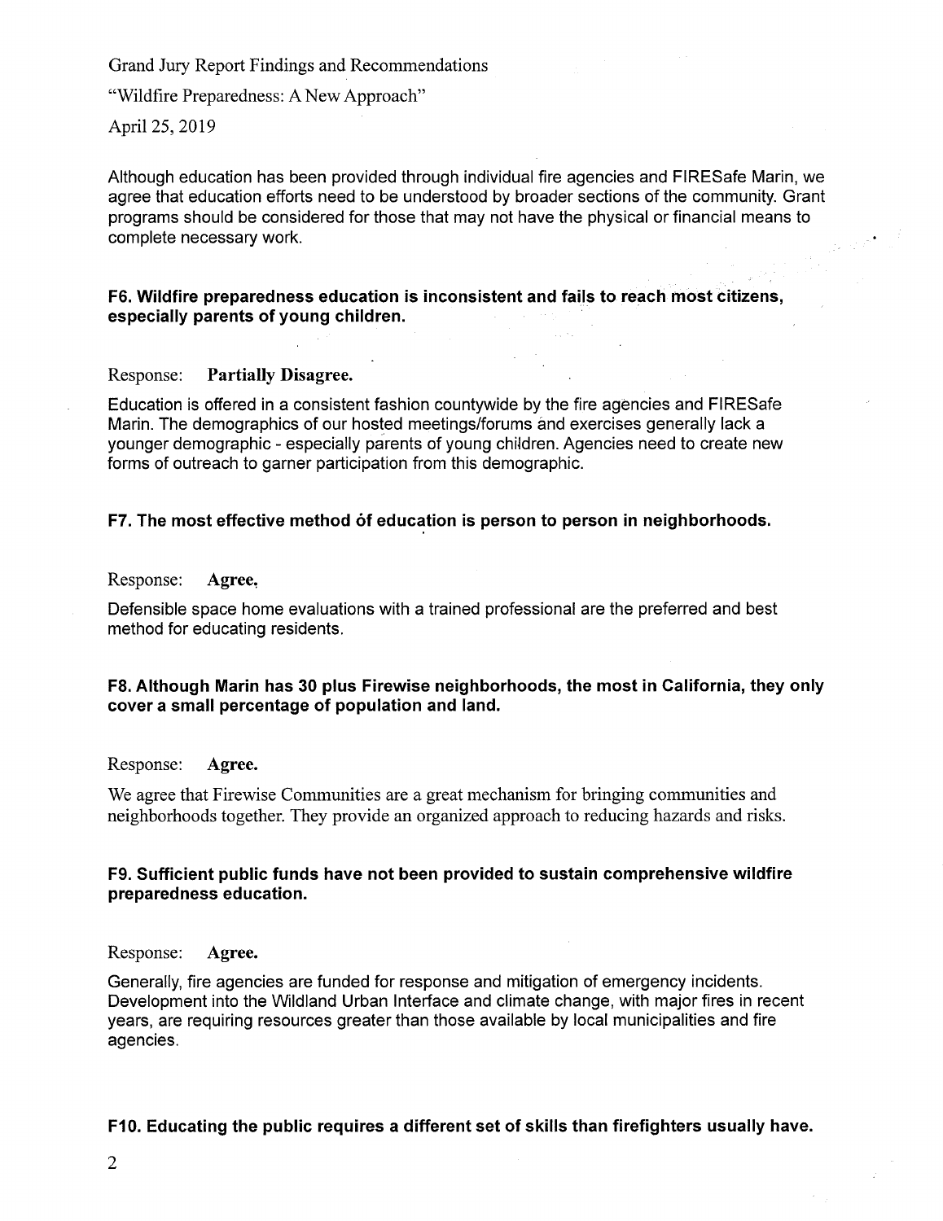Although education has been provided through individual fire agencies and FIRESafe Marin, we agree that education efforts need to be understood by broader sections of the community. Grant programs should be considered for those that may not have the physical or financial means to complete necessary work.

**F6. Wildfire preparedness education is inconsistent and fails to reach most citizens, especially parents of young children.**

Response: **Partially Disagree.**

Education is offered in a consistent fashion countywide by the fire agencies and FIRESafe Marin. The demographics of our hosted meetings/forums and exercises generally lack a younger demographic - especially parents of young children. Agencies need to create new forms of outreach to garner participation from this demographic.

**F7. The most effective method of education is person to person in neighborhoods.**

Response: **Agree.**

Defensible space home evaluations with a trained professional are the preferred and best method for educating residents.

**F8. Although Marin has 30 plus Firewise neighborhoods, the most in California, they only cover a small percentage of population and land.**

Response: **Agree.**

We agree that Firewise Communities are a great mechanism for bringing communities and neighborhoods together. They provide an organized approach to reducing hazards and risks.

**F9. Sufficient public funds have not been provided to sustain comprehensive wildfire preparedness education.**

Response: **Agree.**

Generally, fire agencies are funded for response and mitigation of emergency incidents. Development into the Wildland Urban Interface and climate change, with major fires in recent years, are requiring resources greater than those available by local municipalities and fire agencies.

**F10. Educating the public requires a different set of skills than firefighters usually have.**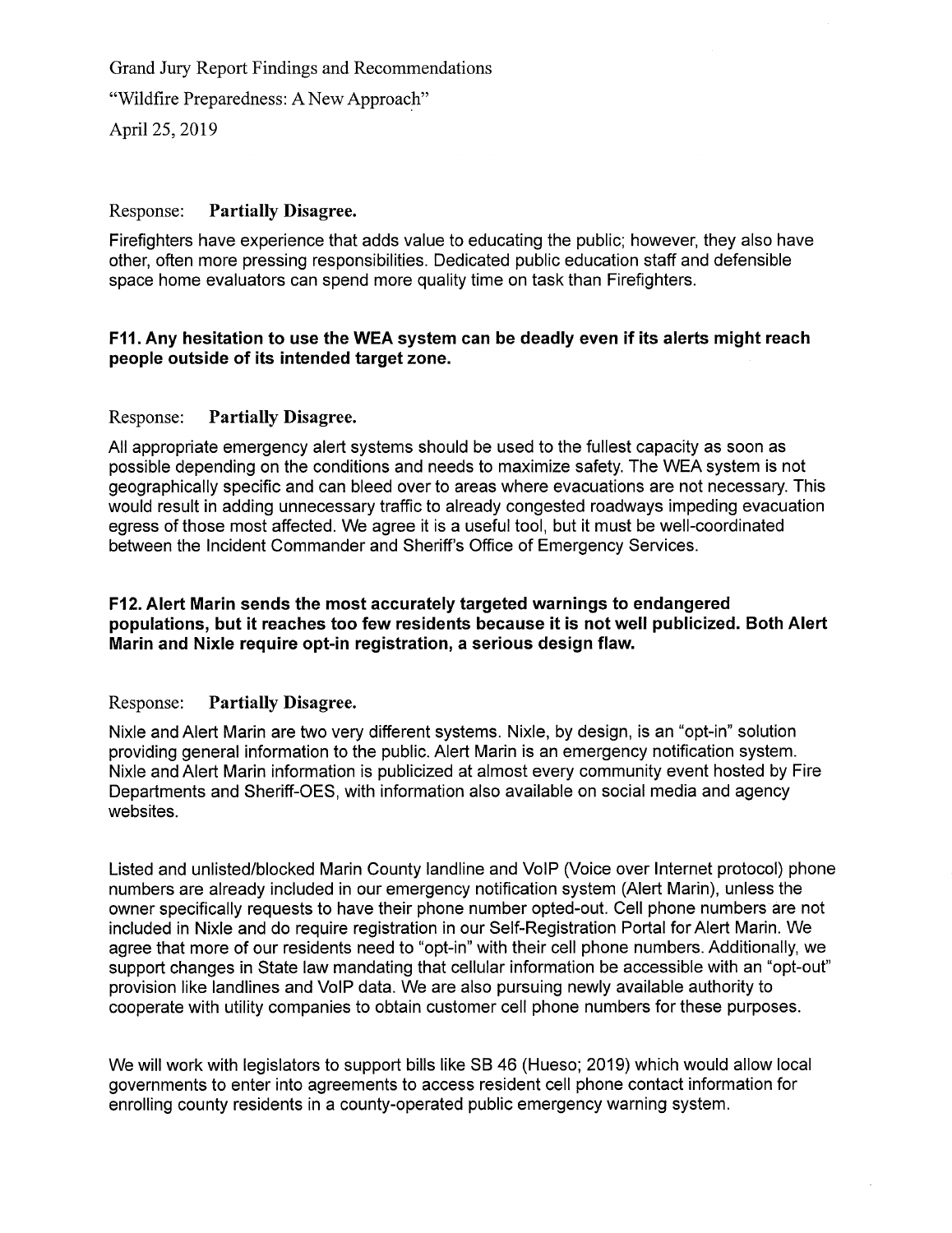Response: **Partially Disagree.**

Firefighters have experience that adds value to educating the public; however, they also have other, often more pressing responsibilities. Dedicated public education staff and defensible space home evaluators can spend more quality time on task than Firefighters.

**F11. Any hesitation to use the WEA system can be deadly even if its alerts might reach people outside of its intended target zone.**

Response: **Partially Disagree.**

All appropriate emergency alert systems should be used to the fullest capacity as soon as possible depending on the conditions and needs to maximize safety. The WEA system is not geographically specific and can bleed over to areas where evacuations are not necessary. This would result in adding unnecessary traffic to already congested roadways impeding evacuation egress of those most affected. We agree it is a useful tool, but it must be well-coordinated between the Incident Commander and Sheriff's Office of Emergency Services.

**F12. Alert Marin sends the most accurately targeted warnings to endangered populations, but it reaches too few residents because it is not well publicized. Both Alert Marin and Nixle require opt-in registration, a serious design flaw.**

Response: **Partially Disagree.**

Nixle and Alert Marin are two very different systems. Nixle, by design, is an "opt-in" solution providing general information to the public. Alert Marin is an emergency notification system. Nixle and Alert Marin information is publicized at almost every community event hosted by Fire Departments and Sheriff-OES, with information also available on social media and agency websites.

Listed and unlisted/blocked Marin County landline and VoIP (Voice over Internet protocol) phone numbers are already included in our emergency notification system (Alert Marin), unless the owner specifically requests to have their phone number opted-out. Cell phone numbers are not included in Nixle and do require registration in our Self-Registration Portal for Alert Marin. We agree that more of our residents need to "opt-in" with their cell phone numbers. Additionally, we support changes in State law mandating that cellular information be accessible with an "opt-out" provision like landlines and VoIP data. We are also pursuing newly available authority to cooperate with utility companies to obtain customer cell phone numbers for these purposes.

We will work with legislators to support bills like SB 46 (Hueso; 2019) which would allow local governments to enter into agreements to access resident cell phone contact information for enrolling county residents in a county-operated public emergency warning system.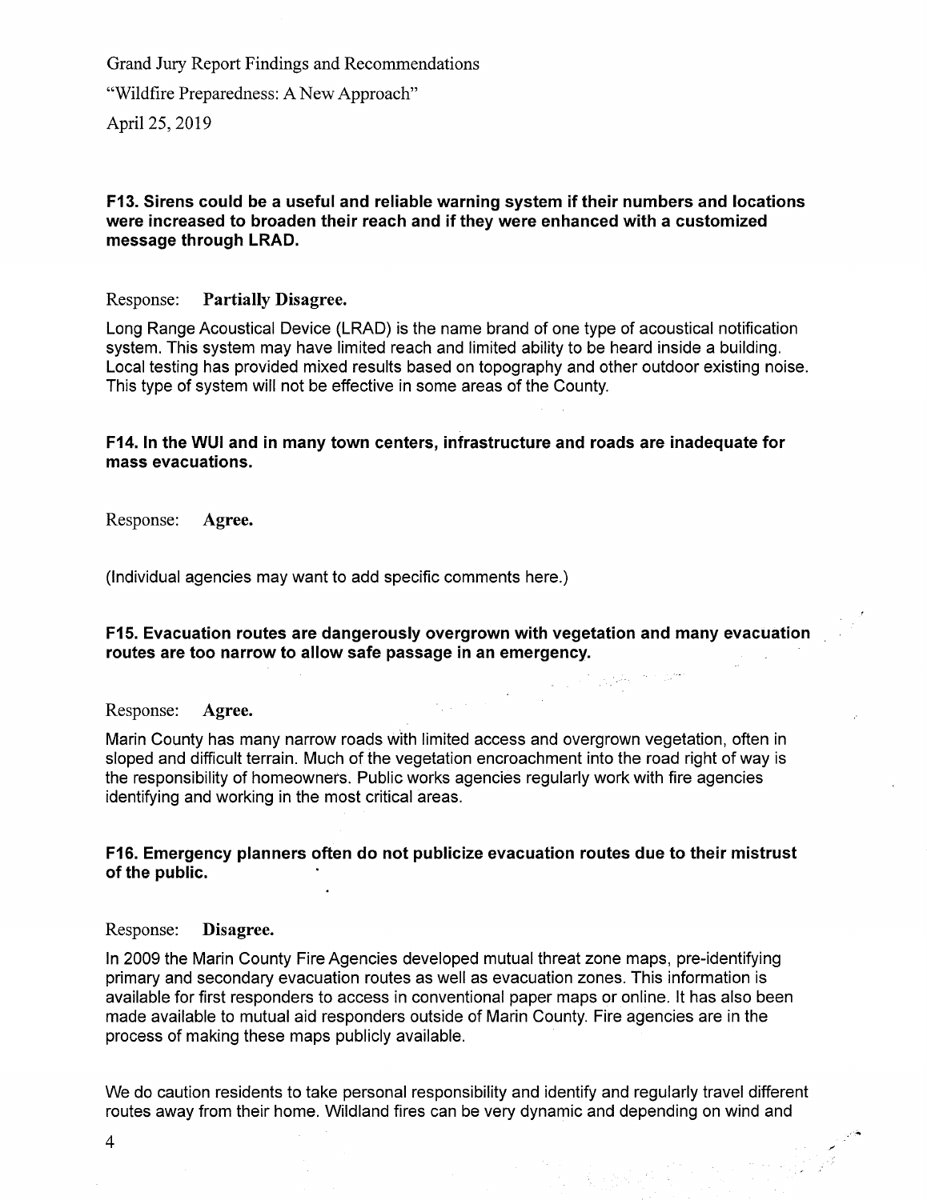Grand Jury Report Findings and Recommendations

"Wildfire Preparedness: A New Approach"

April 25, 2019

**F13. Sirens could be a useful and reliable warning system if their numbers and locations were increased to broaden their reach and if they were enhanced with a customized message through LRAD.**

Response: **Partially Disagree.**

Long Range Acoustical Device (LRAD) is the name brand of one type of acoustical notification system. This system may have limited reach and limited ability to be heard inside a building. Local testing has provided mixed results based on topography and other outdoor existing noise. This type of system will not be effective in some areas of the County.

**F14. In the WUI and in many town centers, infrastructure and roads are inadequate for mass evacuations.**

Response: **Agree.**

(Individual agencies may want to add specific comments here.)

**F15. Evacuation routes are dangerously overgrown with vegetation and many evacuation routes are too narrow to allow safe passage in an emergency.**

Response: **Agree.**

Marin County has many narrow roads with limited access and overgrown vegetation, often in sloped and difficult terrain. Much of the vegetation encroachment into the road right of way is the responsibility of homeowners. Public works agencies regularly work with fire agencies identifying and working in the most critical areas.

**F16. Emergency planners often do not publicize evacuation routes due to their mistrust of the public.**

Response: **Disagree.**

In 2009 the Marin County Fire Agencies developed mutual threat zone maps, pre-identifying primary and secondary evacuation routes as well as evacuation zones. This information is available for first responders to access in conventional paper maps or online. It has also been made available to mutual aid responders outside of Marin County. Fire agencies are in the process of making these maps publicly available.

We do caution residents to take personal responsibility and identify and regularly travel different routes away from their home. Wildland fires can be very dynamic and depending on wind and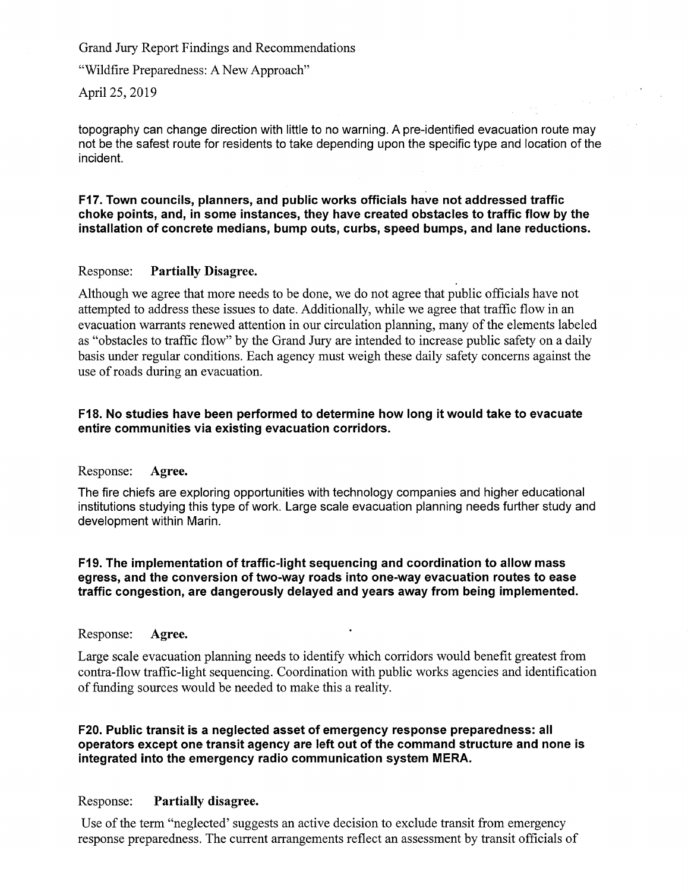topography can change direction with little to no warning. A pre-identified evacuation route may not be the safest route for residents to take depending upon the specific type and location of the incident.

**F17. Town councils, planners, and public works officials have not addressed traffic choke points, and, in some instances, they have created obstacles to traffic flow by the installation of concrete medians, bump outs, curbs, speed bumps, and lane reductions.**

Response: **Partially Disagree.**

Although we agree that more needs to be done, we do not agree that public officials have not attempted to address these issues to date. Additionally, while we agree that traffic flow in an evacuation warrants renewed attention in our circulation planning, many of the elements labeled as "obstacles to traffic flow" by the Grand Jury are intended to increase public safety on a daily basis under regular conditions. Each agency must weigh these daily safety concerns against the use of roads during an evacuation.

**F18. No studies have been performed to determine how long it would take to evacuate entire communities via existing evacuation corridors.**

Response: **Agree.**

The fire chiefs are exploring opportunities with technology companies and higher educational institutions studying this type of work. Large scale evacuation planning needs further study and development within Marin.

**F19. The implementation of traffic-light sequencing and coordination to allow mass egress, and the conversion of two-way roads into one-way evacuation routes to ease traffic congestion, are dangerously delayed and years away from being implemented.**

Response: **Agree.**

Large scale evacuation planning needs to identify which corridors would benefit greatest from contra-flow traffic-light sequencing. Coordination with public works agencies and identification of funding sources would be needed to make this a reality.

**F20. Public transit is a neglected asset of emergency response preparedness: all operators except one transit agency are left out of the command structure and none is integrated into the emergency radio communication system MERA.**

Response: **Partially disagree.**

Use of the term "neglected' suggests an active decision to exclude transit from emergency response preparedness. The current arrangements reflect an assessment by transit officials of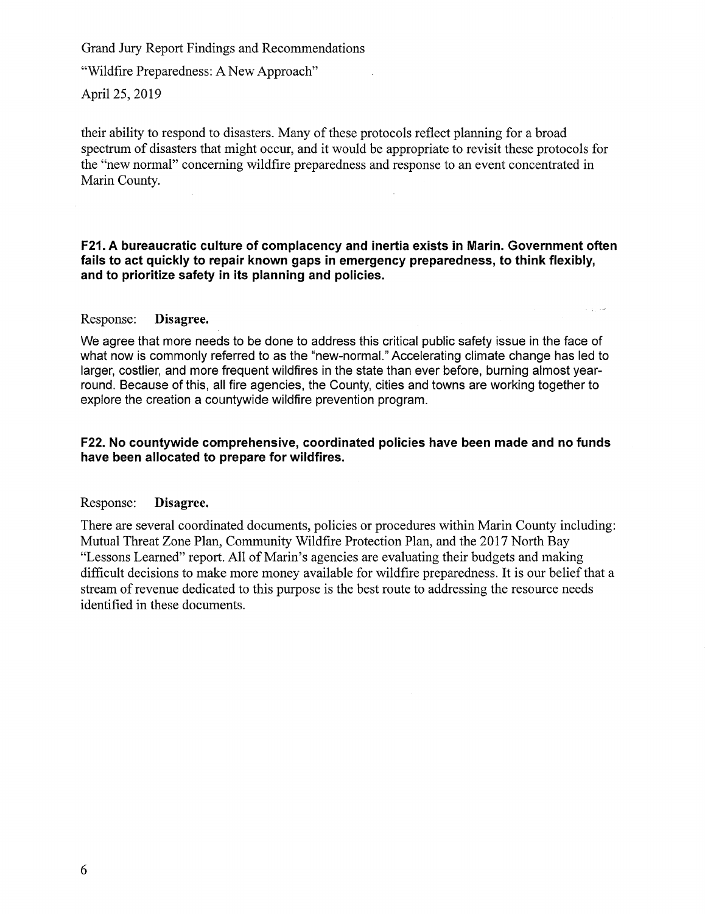their ability to respond to disasters. Many of these protocols reflect planning for a broad spectrum of disasters that might occur, and it would be appropriate to revisit these protocols for the "new normal" concerning wildfire preparedness and response to an event concentrated in Marin County.

**F21. A bureaucratic culture of complacency and inertia exists in Marin. Government often fails to act quickly to repair known gaps in emergency preparedness, to think flexibly, and to prioritize safety in its planning and policies.**

Response: **Disagree.**

We agree that more needs to be done to address this critical public safety issue in the face of what now is commonly referred to as the "new-normal." Accelerating climate change has led to larger, costlier, and more frequent wildfires in the state than ever before, burning almost year-round. Because of this, all fire agencies, the County, cities and towns are working together to explore the creation a countywide wildfire prevention program.

**F22. No countywide comprehensive, coordinated policies have been made and no funds have been allocated to prepare for wildfires.**

Response: **Disagree.**

There are several coordinated documents, policies or procedures within Marin County including: Mutual Threat Zone Plan, Community Wildfire Protection Plan, and the 2017 North Bay "Lessons Learned" report. All of Marin's agencies are evaluating their budgets and making difficult decisions to make more money available for wildfire preparedness. It is our belief that a stream of revenue dedicated to this purpose is the best route to addressing the resource needs identified in these documents.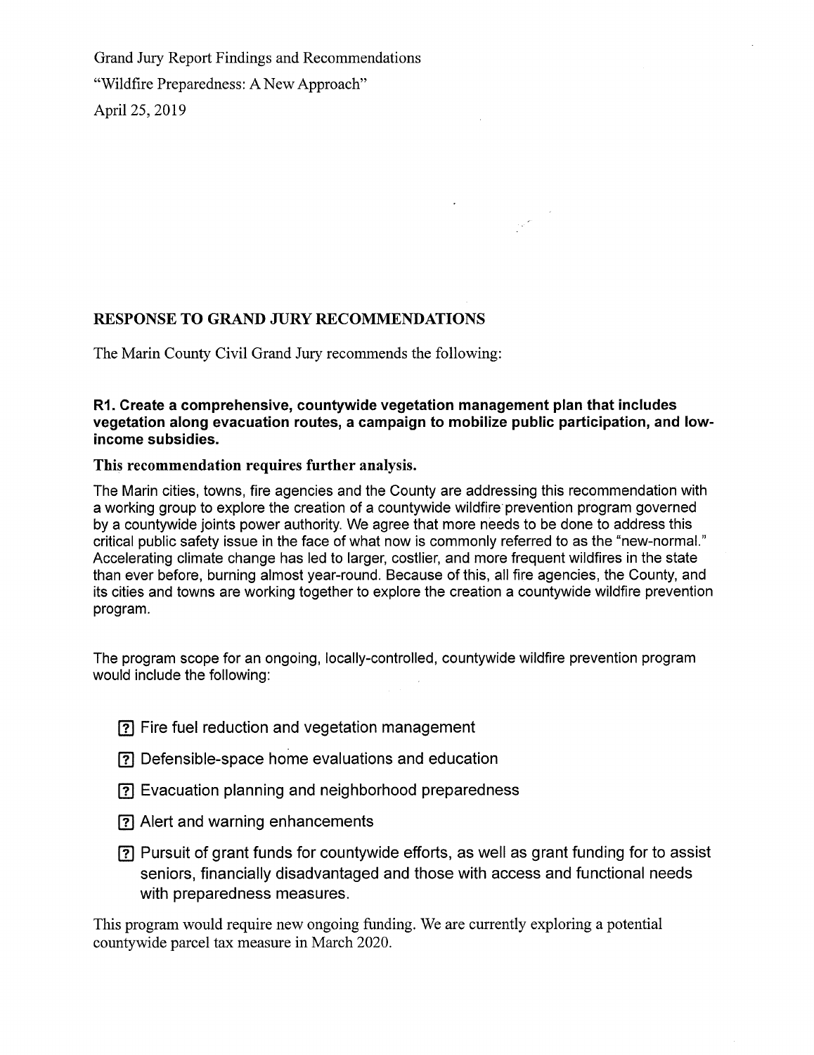Grand Jury Report Findings and Recommendations

"Wildfire Preparedness: A New Approach"

April 25, 2019

## RESPONSE TO GRAND JURY RECOMMENDATIONS

The Marin County Civil Grand Jury recommends the following:

**R1. Create a comprehensive, countywide vegetation management plan that includes vegetation along evacuation routes, a campaign to mobilize public participation, and low-income subsidies.**

**This recommendation requires further analysis.**

The Marin cities, towns, fire agencies and the County are addressing this recommendation with a working group to explore the creation of a countywide wildfire prevention program governed by a countywide joints power authority. We agree that more needs to be done to address this critical public safety issue in the face of what now is commonly referred to as the "new-normal." Accelerating climate change has led to larger, costlier, and more frequent wildfires in the state than ever before, burning almost year-round. Because of this, all fire agencies, the County, and its cities and towns are working together to explore the creation a countywide wildfire prevention program.

The program scope for an ongoing, locally-controlled, countywide wildfire prevention program would include the following:

- Fire fuel reduction and vegetation management
- Defensible-space home evaluations and education
- Evacuation planning and neighborhood preparedness
- Alert and warning enhancements
- Pursuit of grant funds for countywide efforts, as well as grant funding for to assist seniors, financially disadvantaged and those with access and functional needs with preparedness measures.

This program would require new ongoing funding. We are currently exploring a potential countywide parcel tax measure in March 2020.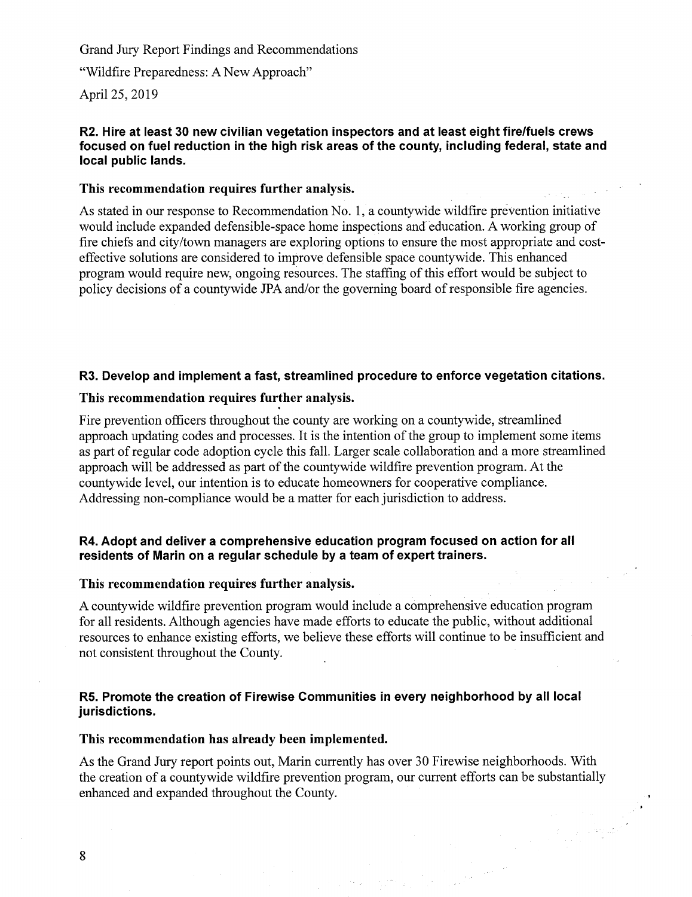Grand Jury Report Findings and Recommendations

"Wildfire Preparedness: A New Approach"

April 25, 2019

**R2. Hire at least 30 new civilian vegetation inspectors and at least eight fire/fuels crews focused on fuel reduction in the high risk areas of the county, including federal, state and local public lands.**

**This recommendation requires further analysis.**

As stated in our response to Recommendation No. 1, a countywide wildfire prevention initiative would include expanded defensible-space home inspections and education. A working group of fire chiefs and city/town managers are exploring options to ensure the most appropriate and cost-effective solutions are considered to improve defensible space countywide. This enhanced program would require new, ongoing resources. The staffing of this effort would be subject to policy decisions of a countywide JPA and/or the governing board of responsible fire agencies.

**R3. Develop and implement a fast, streamlined procedure to enforce vegetation citations.**

**This recommendation requires further analysis.**

Fire prevention officers throughout the county are working on a countywide, streamlined approach updating codes and processes. It is the intention of the group to implement some items as part of regular code adoption cycle this fall. Larger scale collaboration and a more streamlined approach will be addressed as part of the countywide wildfire prevention program. At the countywide level, our intention is to educate homeowners for cooperative compliance. Addressing non-compliance would be a matter for each jurisdiction to address.

**R4. Adopt and deliver a comprehensive education program focused on action for all residents of Marin on a regular schedule by a team of expert trainers.**

**This recommendation requires further analysis.**

A countywide wildfire prevention program would include a comprehensive education program for all residents. Although agencies have made efforts to educate the public, without additional resources to enhance existing efforts, we believe these efforts will continue to be insufficient and not consistent throughout the County.

**R5. Promote the creation of Firewise Communities in every neighborhood by all local jurisdictions.**

**This recommendation has already been implemented.**

As the Grand Jury report points out, Marin currently has over 30 Firewise neighborhoods. With the creation of a countywide wildfire prevention program, our current efforts can be substantially enhanced and expanded throughout the County.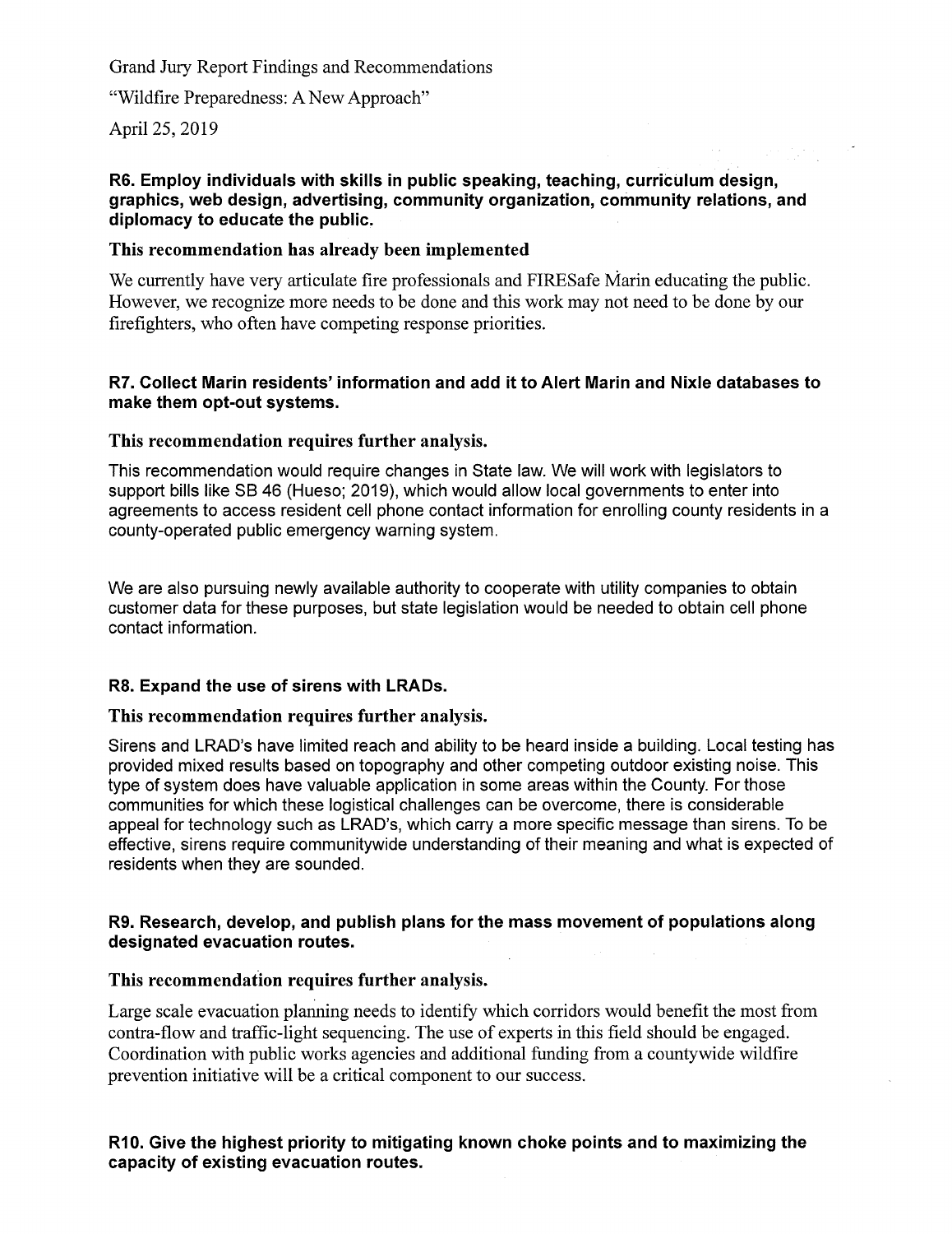Grand Jury Report Findings and Recommendations

"Wildfire Preparedness: A New Approach"

April 25, 2019

**R6. Employ individuals with skills in public speaking, teaching, curriculum design, graphics, web design, advertising, community organization, community relations, and diplomacy to educate the public.**

**This recommendation has already been implemented**

We currently have very articulate fire professionals and FIRESafe Marin educating the public. However, we recognize more needs to be done and this work may not need to be done by our firefighters, who often have competing response priorities.

**R7. Collect Marin residents' information and add it to Alert Marin and Nixle databases to make them opt-out systems.**

**This recommendation requires further analysis.**

This recommendation would require changes in State law. We will work with legislators to support bills like SB 46 (Hueso; 2019), which would allow local governments to enter into agreements to access resident cell phone contact information for enrolling county residents in a county-operated public emergency warning system.

We are also pursuing newly available authority to cooperate with utility companies to obtain customer data for these purposes, but state legislation would be needed to obtain cell phone contact information.

**R8. Expand the use of sirens with LRADs.**

**This recommendation requires further analysis.**

Sirens and LRAD's have limited reach and ability to be heard inside a building. Local testing has provided mixed results based on topography and other competing outdoor existing noise. This type of system does have valuable application in some areas within the County. For those communities for which these logistical challenges can be overcome, there is considerable appeal for technology such as LRAD's, which carry a more specific message than sirens. To be effective, sirens require communitywide understanding of their meaning and what is expected of residents when they are sounded.

**R9. Research, develop, and publish plans for the mass movement of populations along designated evacuation routes.**

**This recommendation requires further analysis.**

Large scale evacuation planning needs to identify which corridors would benefit the most from contra-flow and traffic-light sequencing. The use of experts in this field should be engaged. Coordination with public works agencies and additional funding from a countywide wildfire prevention initiative will be a critical component to our success.

**R10. Give the highest priority to mitigating known choke points and to maximizing the capacity of existing evacuation routes.**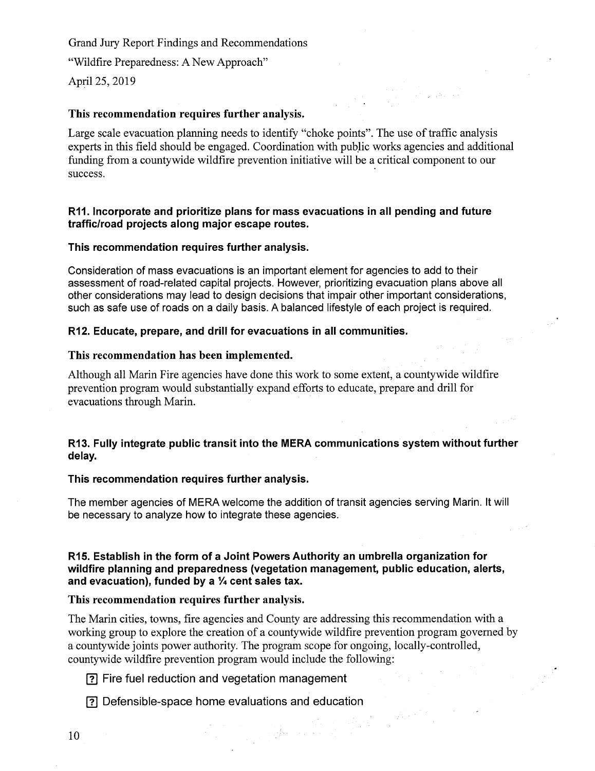Grand Jury Report Findings and Recommendations

"Wildfire Preparedness: A New Approach"

April 25, 2019

**This recommendation requires further analysis.**

Large scale evacuation planning needs to identify "choke points". The use of traffic analysis experts in this field should be engaged. Coordination with public works agencies and additional funding from a countywide wildfire prevention initiative will be a critical component to our success.

**R11. Incorporate and prioritize plans for mass evacuations in all pending and future traffic/road projects along major escape routes.**

**This recommendation requires further analysis.**

Consideration of mass evacuations is an important element for agencies to add to their assessment of road-related capital projects. However, prioritizing evacuation plans above all other considerations may lead to design decisions that impair other important considerations, such as safe use of roads on a daily basis. A balanced lifestyle of each project is required.

**R12. Educate, prepare, and drill for evacuations in all communities.**

**This recommendation has been implemented.**

Although all Marin Fire agencies have done this work to some extent, a countywide wildfire prevention program would substantially expand efforts to educate, prepare and drill for evacuations through Marin.

**R13. Fully integrate public transit into the MERA communications system without further delay.**

**This recommendation requires further analysis.**

The member agencies of MERA welcome the addition of transit agencies serving Marin. It will be necessary to analyze how to integrate these agencies.

**R15. Establish in the form of a Joint Powers Authority an umbrella organization for wildfire planning and preparedness (vegetation management, public education, alerts, and evacuation), funded by a ¼ cent sales tax.**

**This recommendation requires further analysis.**

The Marin cities, towns, fire agencies and County are addressing this recommendation with a working group to explore the creation of a countywide wildfire prevention program governed by a countywide joints power authority. The program scope for ongoing, locally-controlled, countywide wildfire prevention program would include the following:

- Fire fuel reduction and vegetation management
- Defensible-space home evaluations and education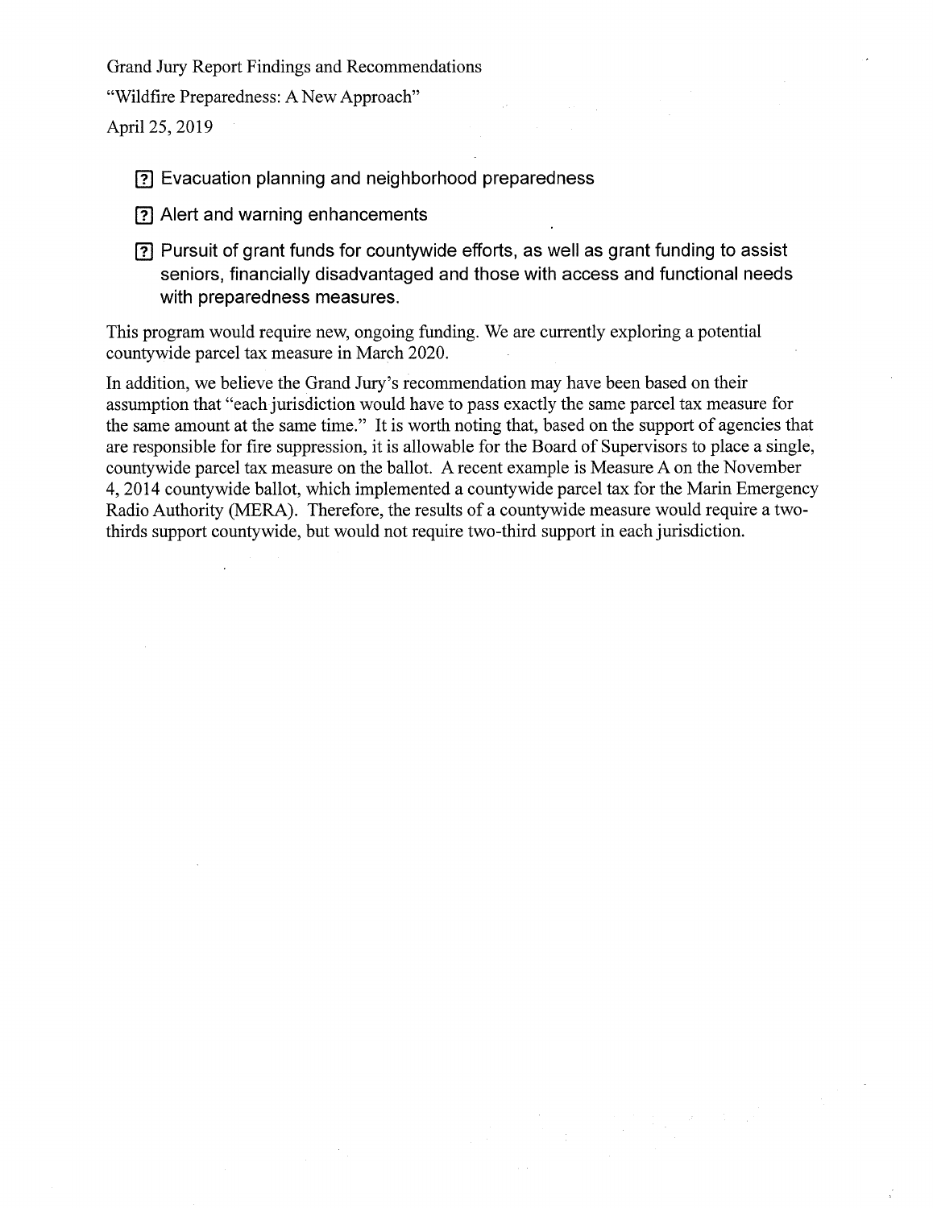Grand Jury Report Findings and Recommendations

"Wildfire Preparedness: A New Approach"

April 25, 2019

- Evacuation planning and neighborhood preparedness
- Alert and warning enhancements
- Pursuit of grant funds for countywide efforts, as well as grant funding to assist seniors, financially disadvantaged and those with access and functional needs with preparedness measures.

This program would require new, ongoing funding. We are currently exploring a potential countywide parcel tax measure in March 2020.

In addition, we believe the Grand Jury's recommendation may have been based on their assumption that "each jurisdiction would have to pass exactly the same parcel tax measure for the same amount at the same time." It is worth noting that, based on the support of agencies that are responsible for fire suppression, it is allowable for the Board of Supervisors to place a single, countywide parcel tax measure on the ballot. A recent example is Measure A on the November 4, 2014 countywide ballot, which implemented a countywide parcel tax for the Marin Emergency Radio Authority (MERA). Therefore, the results of a countywide measure would require a two-thirds support countywide, but would not require two-third support in each jurisdiction.